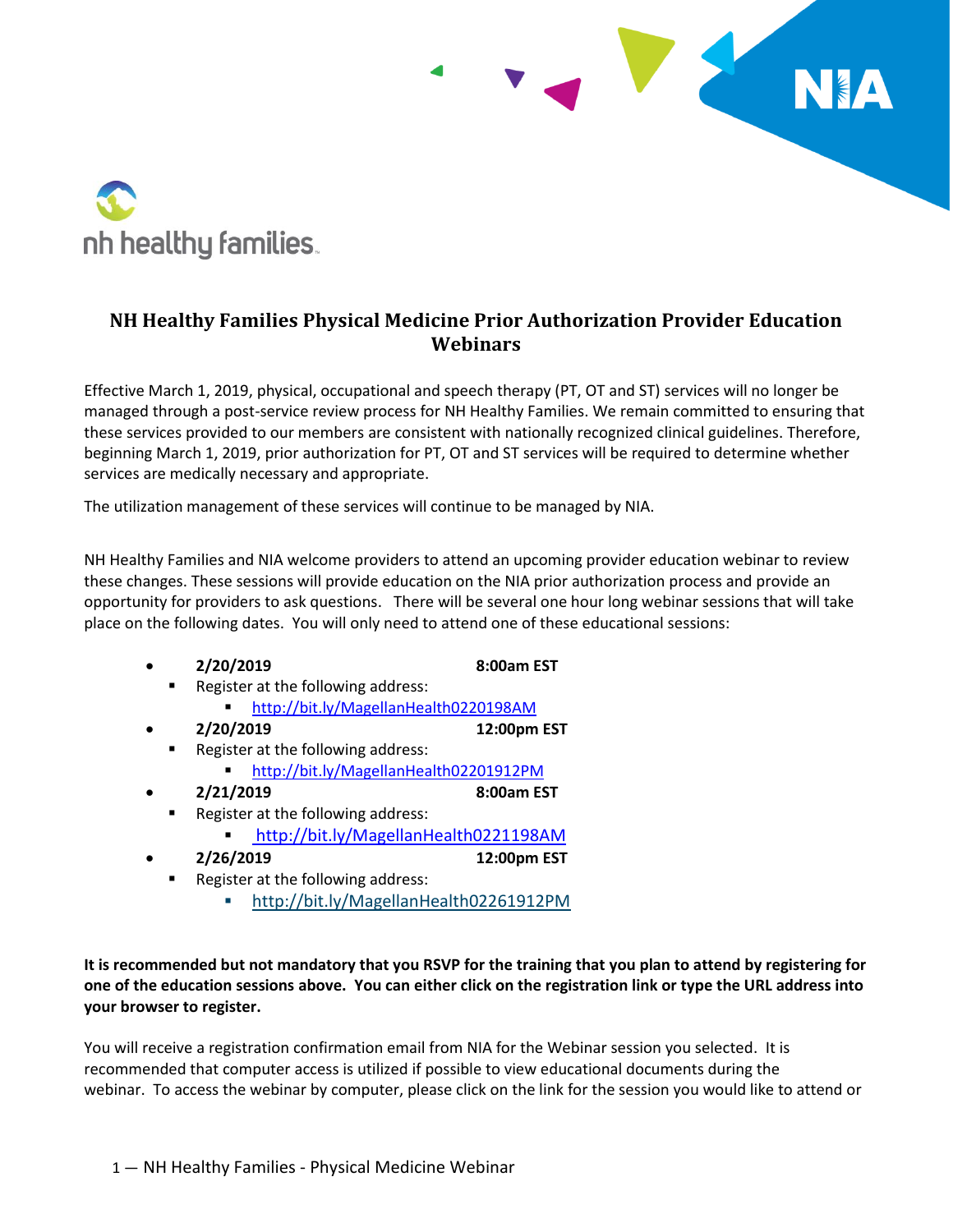# NH Healthy Families Physical Medicine Prior Authorization Provider Education Webinars

Effective March 1, 2019, physical, occupational and speech therapy (PT, OT and ST) services will no longer be managed through a post-service review process for NH Healthy Families. We remain committed to ensuring that these services provided to our members are consistent with nationally recognized clinical guidelines. Therefore, beginning March 1, 2019, prior authorization for PT, OT and ST services will be required to determine whether services are medically necessary and appropriate.

The utilization management of these services will continue to be managed by NIA.

NH Healthy Families and NIA welcome providers to attend an upcoming provider education webinar to review these changes. These sessions will provide education on the NIA prior authorization process and provide an opportunity for providers to ask questions. There will be several one hour long webinar sessions that will take place on the following dates. You will only need to attend one of these educational sessions:

- **2/20/2019** **8:00am EST**
  - Register at the following address:
    - http://bit.ly/MagellanHealth0220198AM
- **2/20/2019** **12:00pm EST**
  - Register at the following address:
    - http://bit.ly/MagellanHealth02201912PM
- **2/21/2019** **8:00am EST**
  - Register at the following address:
    - http://bit.ly/MagellanHealth0221198AM
- **2/26/2019** **12:00pm EST**
  - Register at the following address:
    - http://bit.ly/MagellanHealth02261912PM

**It is recommended but not mandatory that you RSVP for the training that you plan to attend by registering for one of the education sessions above. You can either click on the registration link or type the URL address into your browser to register.**

You will receive a registration confirmation email from NIA for the Webinar session you selected. It is recommended that computer access is utilized if possible to view educational documents during the webinar. To access the webinar by computer, please click on the link for the session you would like to attend or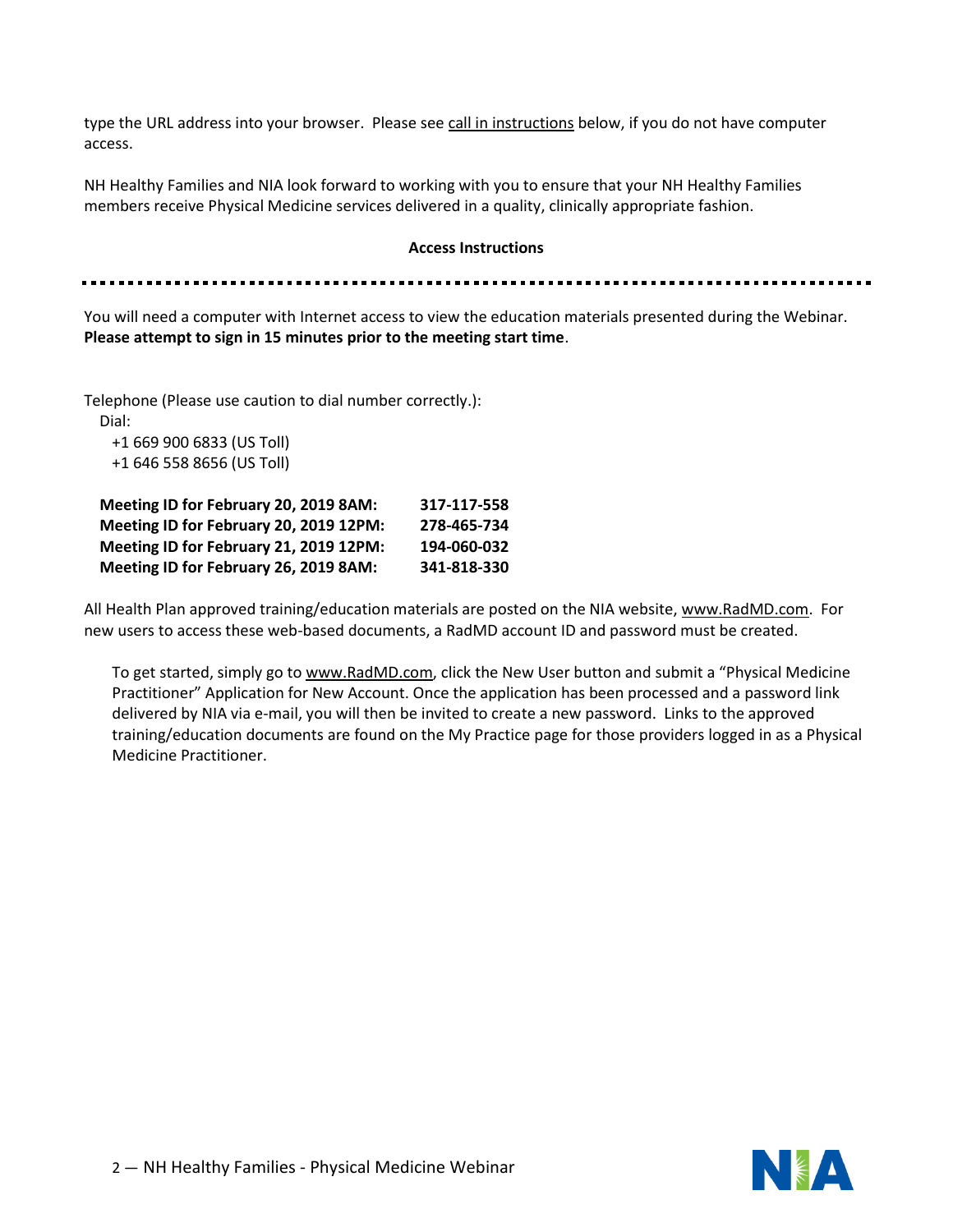type the URL address into your browser. Please see call in instructions below, if you do not have computer access.

NH Healthy Families and NIA look forward to working with you to ensure that your NH Healthy Families members receive Physical Medicine services delivered in a quality, clinically appropriate fashion.

**Access Instructions**

---

You will need a computer with Internet access to view the education materials presented during the Webinar. **Please attempt to sign in 15 minutes prior to the meeting start time**.

Telephone (Please use caution to dial number correctly.):

Dial:

+1 669 900 6833 (US Toll)
+1 646 558 8656 (US Toll)

| | |
|---|---|
| **Meeting ID for February 20, 2019 8AM:** | **317-117-558** |
| **Meeting ID for February 20, 2019 12PM:** | **278-465-734** |
| **Meeting ID for February 21, 2019 12PM:** | **194-060-032** |
| **Meeting ID for February 26, 2019 8AM:** | **341-818-330** |

All Health Plan approved training/education materials are posted on the NIA website, www.RadMD.com. For new users to access these web-based documents, a RadMD account ID and password must be created.

To get started, simply go to www.RadMD.com, click the New User button and submit a "Physical Medicine Practitioner" Application for New Account. Once the application has been processed and a password link delivered by NIA via e-mail, you will then be invited to create a new password. Links to the approved training/education documents are found on the My Practice page for those providers logged in as a Physical Medicine Practitioner.